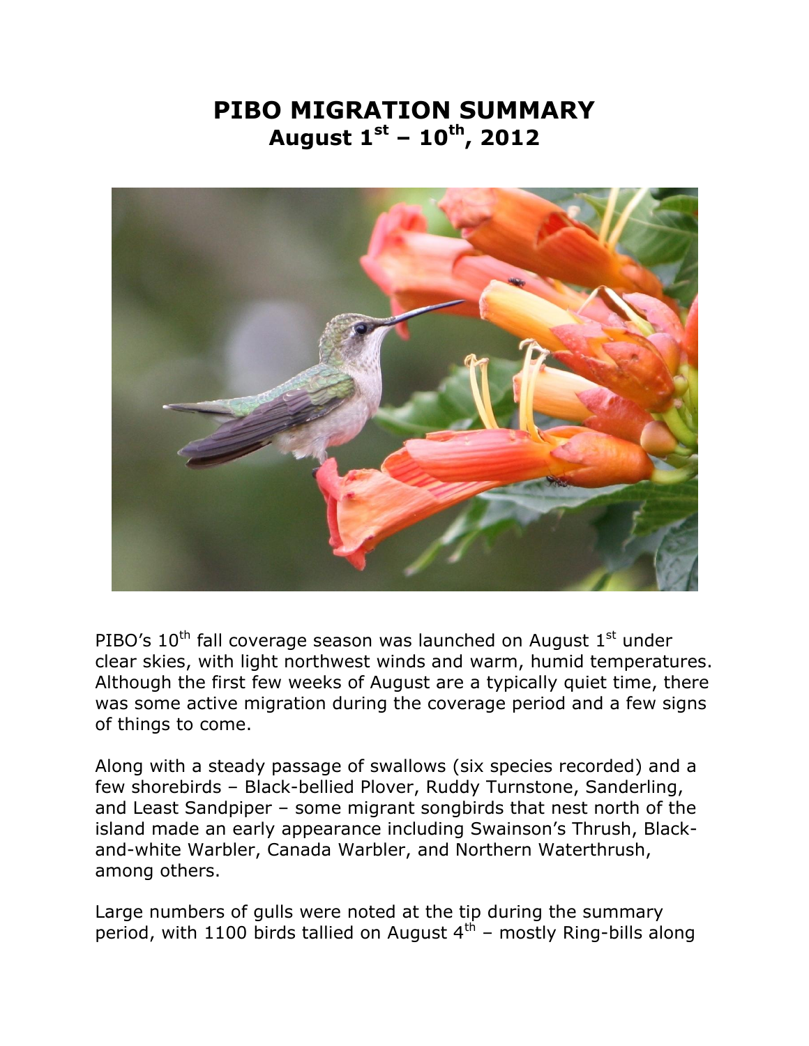# PIBO MIGRATION SUMMARY
## August 1st – 10th, 2012

PIBO's 10th fall coverage season was launched on August 1st under clear skies, with light northwest winds and warm, humid temperatures. Although the first few weeks of August are a typically quiet time, there was some active migration during the coverage period and a few signs of things to come.

Along with a steady passage of swallows (six species recorded) and a few shorebirds – Black-bellied Plover, Ruddy Turnstone, Sanderling, and Least Sandpiper – some migrant songbirds that nest north of the island made an early appearance including Swainson's Thrush, Black-and-white Warbler, Canada Warbler, and Northern Waterthrush, among others.

Large numbers of gulls were noted at the tip during the summary period, with 1100 birds tallied on August 4th – mostly Ring-bills along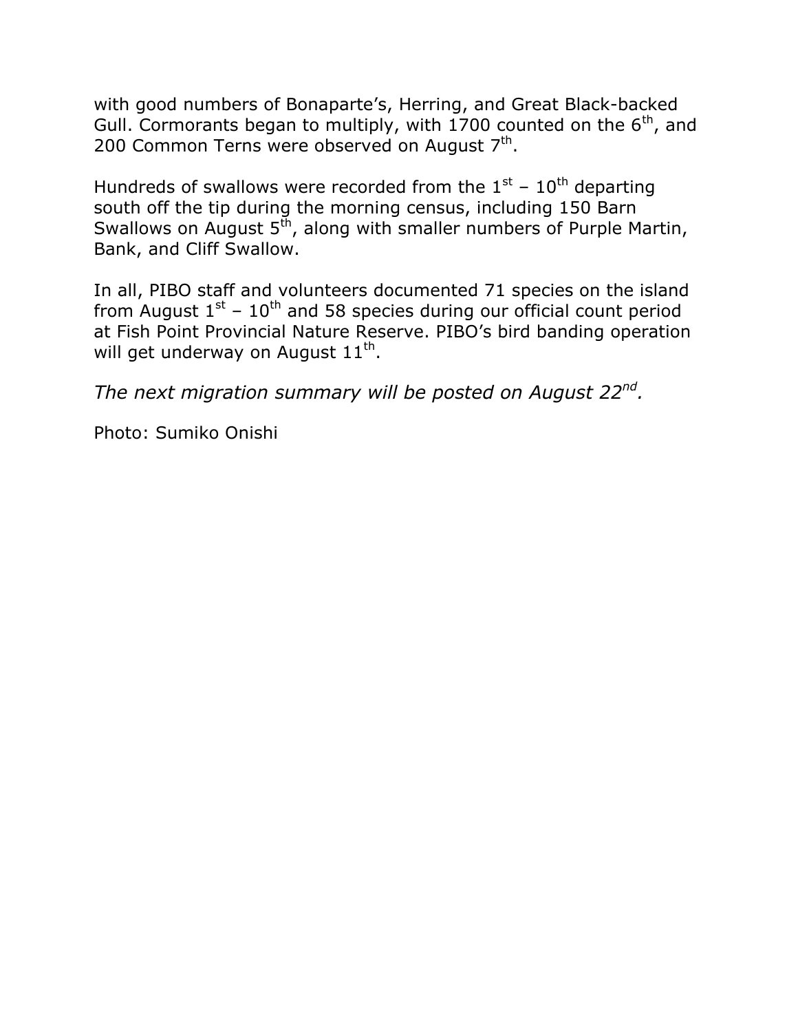with good numbers of Bonaparte's, Herring, and Great Black-backed Gull. Cormorants began to multiply, with 1700 counted on the 6th, and 200 Common Terns were observed on August 7th.

Hundreds of swallows were recorded from the 1st – 10th departing south off the tip during the morning census, including 150 Barn Swallows on August 5th, along with smaller numbers of Purple Martin, Bank, and Cliff Swallow.

In all, PIBO staff and volunteers documented 71 species on the island from August 1st – 10th and 58 species during our official count period at Fish Point Provincial Nature Reserve. PIBO's bird banding operation will get underway on August 11th.

*The next migration summary will be posted on August 22nd.*

Photo: Sumiko Onishi